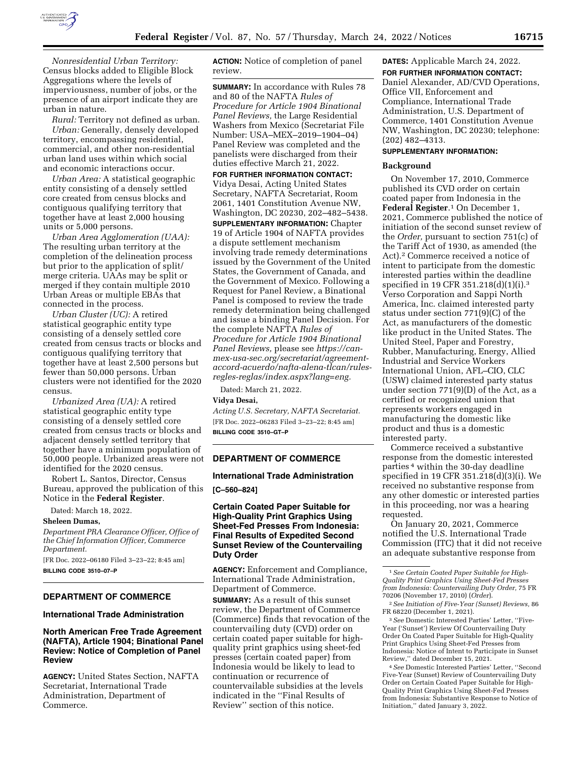*Nonresidential Urban Territory:* Census blocks added to Eligible Block Aggregations where the levels of imperviousness, number of jobs, or the presence of an airport indicate they are urban in nature.

*Rural:* Territory not defined as urban.

*Urban:* Generally, densely developed territory, encompassing residential, commercial, and other non-residential urban land uses within which social and economic interactions occur.

*Urban Area:* A statistical geographic entity consisting of a densely settled core created from census blocks and contiguous qualifying territory that together have at least 2,000 housing units or 5,000 persons.

*Urban Area Agglomeration (UAA):* The resulting urban territory at the completion of the delineation process but prior to the application of split/merge criteria. UAAs may be split or merged if they contain multiple 2010 Urban Areas or multiple EBAs that connected in the process.

*Urban Cluster (UC):* A retired statistical geographic entity type consisting of a densely settled core created from census tracts or blocks and contiguous qualifying territory that together have at least 2,500 persons but fewer than 50,000 persons. Urban clusters were not identified for the 2020 census.

*Urbanized Area (UA):* A retired statistical geographic entity type consisting of a densely settled core created from census tracts or blocks and adjacent densely settled territory that together have a minimum population of 50,000 people. Urbanized areas were not identified for the 2020 census.

Robert L. Santos, Director, Census Bureau, approved the publication of this Notice in the **Federal Register**.

Dated: March 18, 2022.

**Sheleen Dumas,**

*Department PRA Clearance Officer, Office of the Chief Information Officer, Commerce Department.*

[FR Doc. 2022–06180 Filed 3–23–22; 8:45 am]

**BILLING CODE 3510–07–P**

## DEPARTMENT OF COMMERCE

### International Trade Administration

### North American Free Trade Agreement (NAFTA), Article 1904; Binational Panel Review: Notice of Completion of Panel Review

**AGENCY:** United States Section, NAFTA Secretariat, International Trade Administration, Department of Commerce.

**ACTION:** Notice of completion of panel review.

**SUMMARY:** In accordance with Rules 78 and 80 of the NAFTA *Rules of Procedure for Article 1904 Binational Panel Reviews,* the Large Residential Washers from Mexico (Secretariat File Number: USA–MEX–2019–1904–04) Panel Review was completed and the panelists were discharged from their duties effective March 21, 2022.

**FOR FURTHER INFORMATION CONTACT:** Vidya Desai, Acting United States Secretary, NAFTA Secretariat, Room 2061, 1401 Constitution Avenue NW, Washington, DC 20230, 202–482–5438.

**SUPPLEMENTARY INFORMATION:** Chapter 19 of Article 1904 of NAFTA provides a dispute settlement mechanism involving trade remedy determinations issued by the Government of the United States, the Government of Canada, and the Government of Mexico. Following a Request for Panel Review, a Binational Panel is composed to review the trade remedy determination being challenged and issue a binding Panel Decision. For the complete NAFTA *Rules of Procedure for Article 1904 Binational Panel Reviews,* please see *https://can-mex-usa-sec.org/secretariat/agreement-accord-acuerdo/nafta-alena-tlcan/rules-regles-reglas/index.aspx?lang=eng.*

Dated: March 21, 2022.

**Vidya Desai,**

*Acting U.S. Secretary, NAFTA Secretariat.*

[FR Doc. 2022–06283 Filed 3–23–22; 8:45 am]

**BILLING CODE 3510–GT–P**

## DEPARTMENT OF COMMERCE

### International Trade Administration

**[C–560–824]**

### Certain Coated Paper Suitable for High-Quality Print Graphics Using Sheet-Fed Presses From Indonesia: Final Results of Expedited Second Sunset Review of the Countervailing Duty Order

**AGENCY:** Enforcement and Compliance, International Trade Administration, Department of Commerce.

**SUMMARY:** As a result of this sunset review, the Department of Commerce (Commerce) finds that revocation of the countervailing duty (CVD) order on certain coated paper suitable for high-quality print graphics using sheet-fed presses (certain coated paper) from Indonesia would be likely to lead to continuation or recurrence of countervailable subsidies at the levels indicated in the ''Final Results of Review'' section of this notice.

**DATES:** Applicable March 24, 2022.

**FOR FURTHER INFORMATION CONTACT:** Daniel Alexander, AD/CVD Operations, Office VII, Enforcement and Compliance, International Trade Administration, U.S. Department of Commerce, 1401 Constitution Avenue NW, Washington, DC 20230; telephone: (202) 482–4313.

**SUPPLEMENTARY INFORMATION:**

**Background**

On November 17, 2010, Commerce published its CVD order on certain coated paper from Indonesia in the **Federal Register**.[1] On December 1, 2021, Commerce published the notice of initiation of the second sunset review of the *Order,* pursuant to section 751(c) of the Tariff Act of 1930, as amended (the Act).[2] Commerce received a notice of intent to participate from the domestic interested parties within the deadline specified in 19 CFR 351.218(d)(1)(i).[3] Verso Corporation and Sappi North America, Inc. claimed interested party status under section 771(9)(C) of the Act, as manufacturers of the domestic like product in the United States. The United Steel, Paper and Forestry, Rubber, Manufacturing, Energy, Allied Industrial and Service Workers International Union, AFL–CIO, CLC (USW) claimed interested party status under section 771(9)(D) of the Act, as a certified or recognized union that represents workers engaged in manufacturing the domestic like product and thus is a domestic interested party.

Commerce received a substantive response from the domestic interested parties[4] within the 30-day deadline specified in 19 CFR 351.218(d)(3)(i). We received no substantive response from any other domestic or interested parties in this proceeding, nor was a hearing requested.

On January 20, 2021, Commerce notified the U.S. International Trade Commission (ITC) that it did not receive an adequate substantive response from

---

[1] *See Certain Coated Paper Suitable for High-Quality Print Graphics Using Sheet-Fed Presses from Indonesia: Countervailing Duty Order,* 75 FR 70206 (November 17, 2010) (*Order*).

[2] *See Initiation of Five-Year (Sunset) Reviews,* 86 FR 68220 (December 1, 2021).

[3] *See* Domestic Interested Parties' Letter, ''Five-Year ('Sunset') Review Of Countervailing Duty Order On Coated Paper Suitable for High-Quality Print Graphics Using Sheet-Fed Presses from Indonesia: Notice of Intent to Participate in Sunset Review,'' dated December 15, 2021.

[4] *See* Domestic Interested Parties' Letter, ''Second Five-Year (Sunset) Review of Countervailing Duty Order on Certain Coated Paper Suitable for High-Quality Print Graphics Using Sheet-Fed Presses from Indonesia: Substantive Response to Notice of Initiation,'' dated January 3, 2022.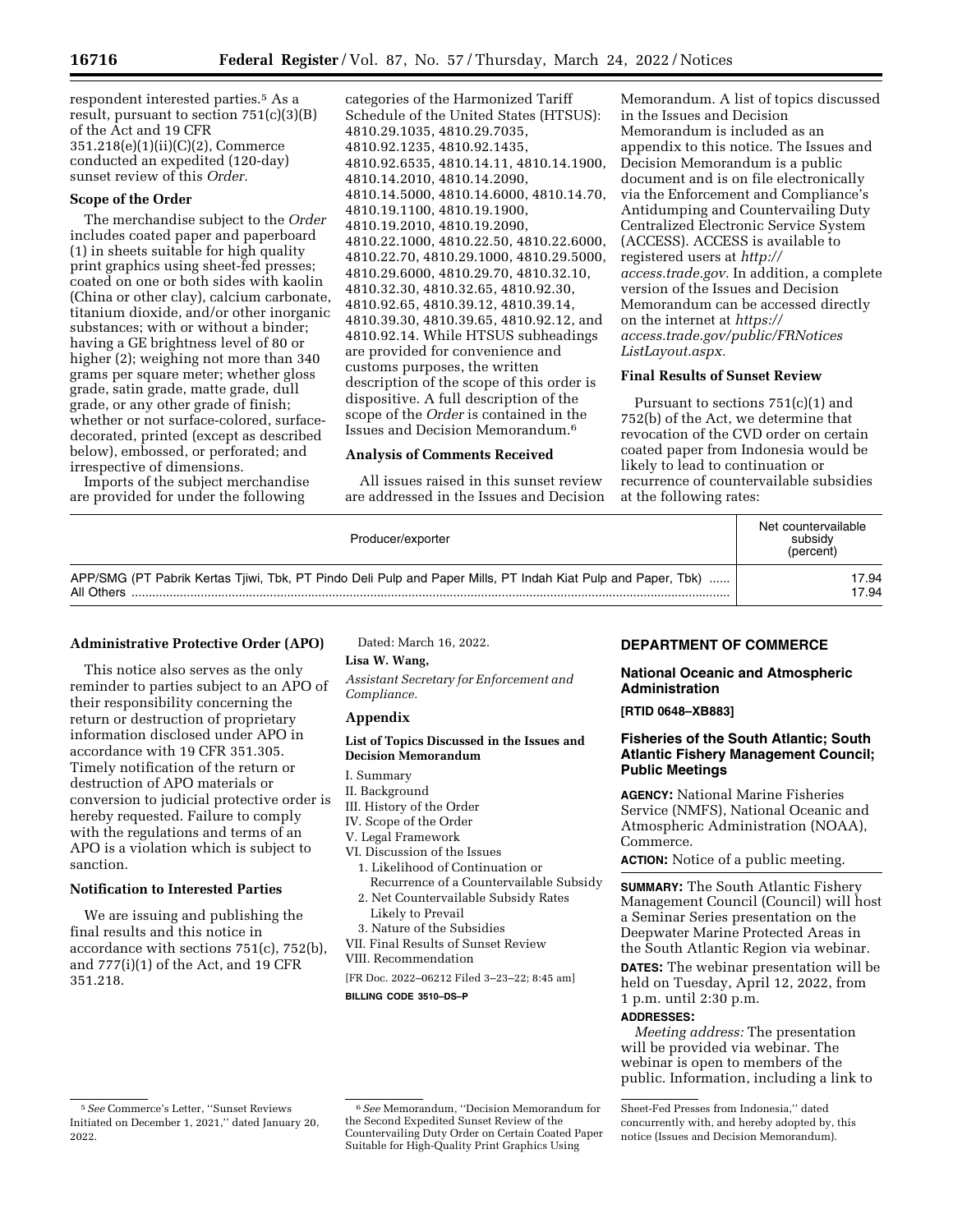respondent interested parties.[5] As a result, pursuant to section 751(c)(3)(B) of the Act and 19 CFR 351.218(e)(1)(ii)(C)(2), Commerce conducted an expedited (120-day) sunset review of this *Order.*

## Scope of the Order

The merchandise subject to the *Order* includes coated paper and paperboard (1) in sheets suitable for high quality print graphics using sheet-fed presses; coated on one or both sides with kaolin (China or other clay), calcium carbonate, titanium dioxide, and/or other inorganic substances; with or without a binder; having a GE brightness level of 80 or higher (2); weighing not more than 340 grams per square meter; whether gloss grade, satin grade, matte grade, dull grade, or any other grade of finish; whether or not surface-colored, surface-decorated, printed (except as described below), embossed, or perforated; and irrespective of dimensions.

Imports of the subject merchandise are provided for under the following categories of the Harmonized Tariff Schedule of the United States (HTSUS): 4810.29.1035, 4810.29.7035, 4810.92.1235, 4810.92.1435, 4810.92.6535, 4810.14.11, 4810.14.1900, 4810.14.2010, 4810.14.2090, 4810.14.5000, 4810.14.6000, 4810.14.70, 4810.19.1100, 4810.19.1900, 4810.19.2010, 4810.19.2090, 4810.22.1000, 4810.22.50, 4810.22.6000, 4810.22.70, 4810.29.1000, 4810.29.5000, 4810.29.6000, 4810.29.70, 4810.32.10, 4810.32.30, 4810.32.65, 4810.92.30, 4810.92.65, 4810.39.12, 4810.39.14, 4810.39.30, 4810.39.65, 4810.92.12, and 4810.92.14. While HTSUS subheadings are provided for convenience and customs purposes, the written description of the scope of this order is dispositive. A full description of the scope of the *Order* is contained in the Issues and Decision Memorandum.[6]

## Analysis of Comments Received

All issues raised in this sunset review are addressed in the Issues and Decision Memorandum. A list of topics discussed in the Issues and Decision Memorandum is included as an appendix to this notice. The Issues and Decision Memorandum is a public document and is on file electronically via the Enforcement and Compliance's Antidumping and Countervailing Duty Centralized Electronic Service System (ACCESS). ACCESS is available to registered users at *http://access.trade.gov.* In addition, a complete version of the Issues and Decision Memorandum can be accessed directly on the internet at *https://access.trade.gov/public/FRNoticesListLayout.aspx.*

## Final Results of Sunset Review

Pursuant to sections 751(c)(1) and 752(b) of the Act, we determine that revocation of the CVD order on certain coated paper from Indonesia would be likely to lead to continuation or recurrence of countervailable subsidies at the following rates:

| Producer/exporter | Net countervailable subsidy (percent) |
|---|---|
| APP/SMG (PT Pabrik Kertas Tjiwi, Tbk, PT Pindo Deli Pulp and Paper Mills, PT Indah Kiat Pulp and Paper, Tbk) | 17.94 |
| All Others | 17.94 |

## Administrative Protective Order (APO)

This notice also serves as the only reminder to parties subject to an APO of their responsibility concerning the return or destruction of proprietary information disclosed under APO in accordance with 19 CFR 351.305. Timely notification of the return or destruction of APO materials or conversion to judicial protective order is hereby requested. Failure to comply with the regulations and terms of an APO is a violation which is subject to sanction.

## Notification to Interested Parties

We are issuing and publishing the final results and this notice in accordance with sections 751(c), 752(b), and 777(i)(1) of the Act, and 19 CFR 351.218.

Dated: March 16, 2022.

**Lisa W. Wang,**

*Assistant Secretary for Enforcement and Compliance.*

## Appendix

### List of Topics Discussed in the Issues and Decision Memorandum

I. Summary
II. Background
III. History of the Order
IV. Scope of the Order
V. Legal Framework
VI. Discussion of the Issues
  1. Likelihood of Continuation or Recurrence of a Countervailable Subsidy
  2. Net Countervailable Subsidy Rates Likely to Prevail
  3. Nature of the Subsidies
VII. Final Results of Sunset Review
VIII. Recommendation

[FR Doc. 2022–06212 Filed 3–23–22; 8:45 am]

**BILLING CODE 3510–DS–P**

[5] *See* Commerce's Letter, ''Sunset Reviews Initiated on December 1, 2021,'' dated January 20, 2022.

[6] *See* Memorandum, ''Decision Memorandum for the Second Expedited Sunset Review of the Countervailing Duty Order on Certain Coated Paper Suitable for High-Quality Print Graphics Using Sheet-Fed Presses from Indonesia,'' dated concurrently with, and hereby adopted by, this notice (Issues and Decision Memorandum).

# DEPARTMENT OF COMMERCE

## National Oceanic and Atmospheric Administration

**[RTID 0648–XB883]**

## Fisheries of the South Atlantic; South Atlantic Fishery Management Council; Public Meetings

**AGENCY:** National Marine Fisheries Service (NMFS), National Oceanic and Atmospheric Administration (NOAA), Commerce.

**ACTION:** Notice of a public meeting.

**SUMMARY:** The South Atlantic Fishery Management Council (Council) will host a Seminar Series presentation on the Deepwater Marine Protected Areas in the South Atlantic Region via webinar.

**DATES:** The webinar presentation will be held on Tuesday, April 12, 2022, from 1 p.m. until 2:30 p.m.

**ADDRESSES:**

*Meeting address:* The presentation will be provided via webinar. The webinar is open to members of the public. Information, including a link to